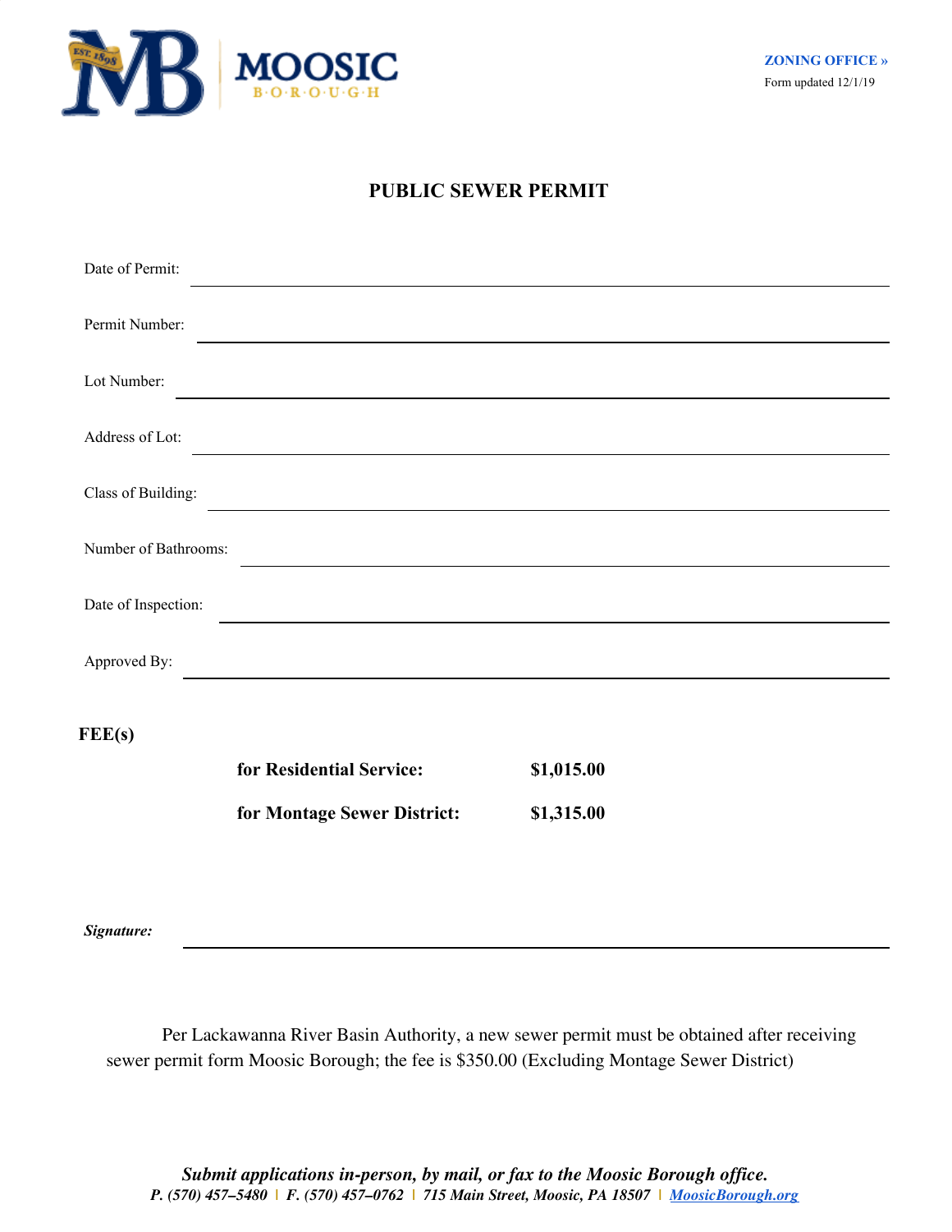MOOSIC BOROUGH

**ZONING OFFICE »**

Form updated 12/1/19

# PUBLIC SEWER PERMIT

Date of Permit: ______________________________

Permit Number: ______________________________

Lot Number: ______________________________

Address of Lot: ______________________________

Class of Building: ______________________________

Number of Bathrooms: ______________________________

Date of Inspection: ______________________________

Approved By: ______________________________

**FEE(s)**

| | |
|---|---|
| **for Residential Service:** | **$1,015.00** |
| **for Montage Sewer District:** | **$1,315.00** |

***Signature:*** ______________________________

Per Lackawanna River Basin Authority, a new sewer permit must be obtained after receiving sewer permit form Moosic Borough; the fee is $350.00 (Excluding Montage Sewer District)

***Submit applications in-person, by mail, or fax to the Moosic Borough office.***

***P. (570) 457–5480 | F. (570) 457–0762 | 715 Main Street, Moosic, PA 18507 | MoosicBorough.org***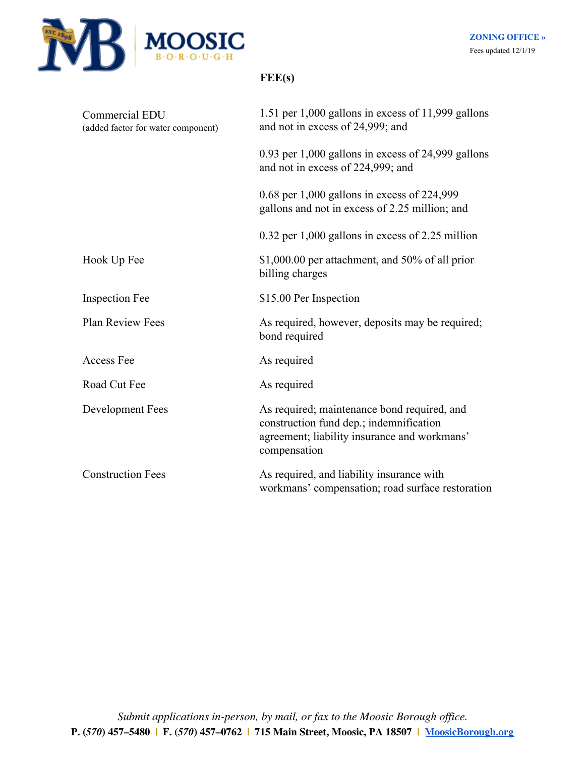**FEE(s)**

| | |
|---|---|
| Commercial EDU (added factor for water component) | 1.51 per 1,000 gallons in excess of 11,999 gallons and not in excess of 24,999; and |
| | 0.93 per 1,000 gallons in excess of 24,999 gallons and not in excess of 224,999; and |
| | 0.68 per 1,000 gallons in excess of 224,999 gallons and not in excess of 2.25 million; and |
| | 0.32 per 1,000 gallons in excess of 2.25 million |
| Hook Up Fee | $1,000.00 per attachment, and 50% of all prior billing charges |
| Inspection Fee | $15.00 Per Inspection |
| Plan Review Fees | As required, however, deposits may be required; bond required |
| Access Fee | As required |
| Road Cut Fee | As required |
| Development Fees | As required; maintenance bond required, and construction fund dep.; indemnification agreement; liability insurance and workmans' compensation |
| Construction Fees | As required, and liability insurance with workmans' compensation; road surface restoration |